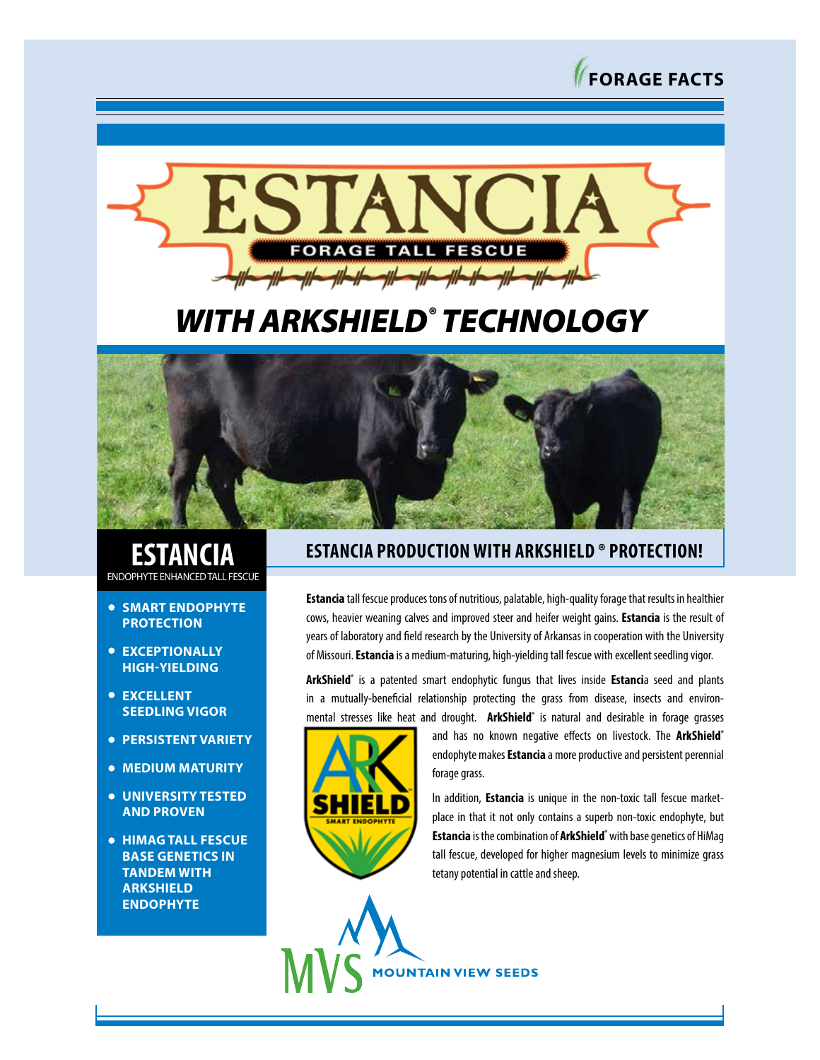FORAGE FACTS

# ESTANCIA

FORAGE TALL FESCUE

## WITH ARKSHIELD® TECHNOLOGY

## ESTANCIA

ENDOPHYTE ENHANCED TALL FESCUE

- SMART ENDOPHYTE PROTECTION
- EXCEPTIONALLY HIGH-YIELDING
- EXCELLENT SEEDLING VIGOR
- PERSISTENT VARIETY
- MEDIUM MATURITY
- UNIVERSITY TESTED AND PROVEN
- HIMAG TALL FESCUE BASE GENETICS IN TANDEM WITH ARKSHIELD ENDOPHYTE

## ESTANCIA PRODUCTION WITH ARKSHIELD ® PROTECTION!

**Estancia** tall fescue produces tons of nutritious, palatable, high-quality forage that results in healthier cows, heavier weaning calves and improved steer and heifer weight gains. **Estancia** is the result of years of laboratory and field research by the University of Arkansas in cooperation with the University of Missouri. **Estancia** is a medium-maturing, high-yielding tall fescue with excellent seedling vigor.

**ArkShield®** is a patented smart endophytic fungus that lives inside **Estanci**a seed and plants in a mutually-beneficial relationship protecting the grass from disease, insects and environmental stresses like heat and drought. **ArkShield®** is natural and desirable in forage grasses and has no known negative effects on livestock. The **ArkShield®** endophyte makes **Estancia** a more productive and persistent perennial forage grass.

In addition, **Estancia** is unique in the non-toxic tall fescue marketplace in that it not only contains a superb non-toxic endophyte, but **Estancia** is the combination of **ArkShield®** with base genetics of HiMag tall fescue, developed for higher magnesium levels to minimize grass tetany potential in cattle and sheep.

ARK SHIELD SMART ENDOPHYTE

MVS MOUNTAIN VIEW SEEDS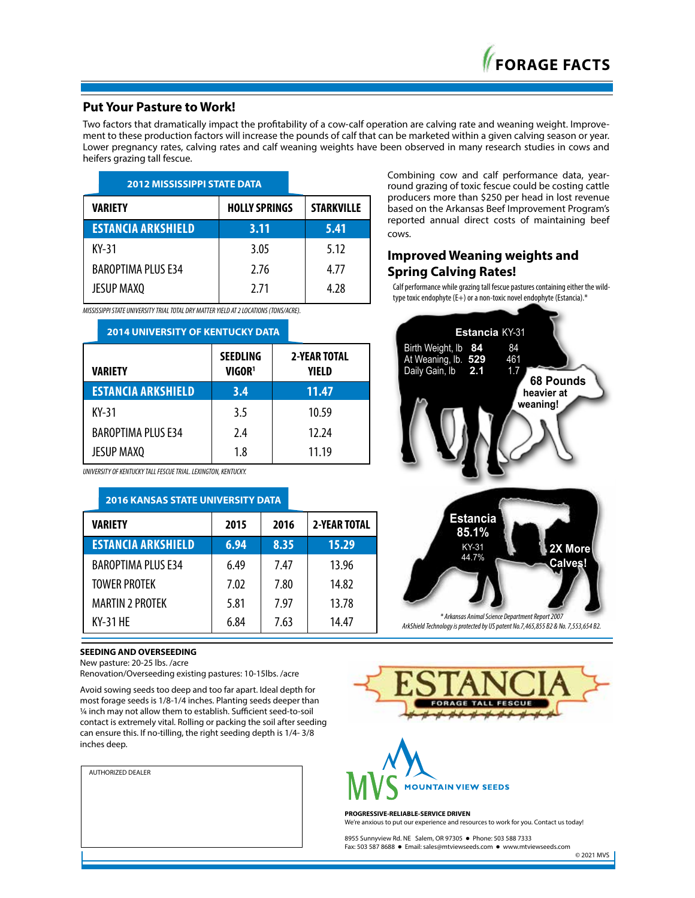# FORAGE FACTS

## Put Your Pasture to Work!

Two factors that dramatically impact the profitability of a cow-calf operation are calving rate and weaning weight. Improvement to these production factors will increase the pounds of calf that can be marketed within a given calving season or year. Lower pregnancy rates, calving rates and calf weaning weights have been observed in many research studies in cows and heifers grazing tall fescue.

**2012 MISSISSIPPI STATE DATA**

| VARIETY | HOLLY SPRINGS | STARKVILLE |
|---|---|---|
| **ESTANCIA ARKSHIELD** | **3.11** | **5.41** |
| KY-31 | 3.05 | 5.12 |
| BAROPTIMA PLUS E34 | 2.76 | 4.77 |
| JESUP MAXQ | 2.71 | 4.28 |

*MISSISSIPPI STATE UNIVERSITY TRIAL TOTAL DRY MATTER YIELD AT 2 LOCATIONS (TONS/ACRE).*

**2014 UNIVERSITY OF KENTUCKY DATA**

| VARIETY | SEEDLING VIGOR[1] | 2-YEAR TOTAL YIELD |
|---|---|---|
| **ESTANCIA ARKSHIELD** | **3.4** | **11.47** |
| KY-31 | 3.5 | 10.59 |
| BAROPTIMA PLUS E34 | 2.4 | 12.24 |
| JESUP MAXQ | 1.8 | 11.19 |

*UNIVERSITY OF KENTUCKY TALL FESCUE TRIAL. LEXINGTON, KENTUCKY.*

**2016 KANSAS STATE UNIVERSITY DATA**

| VARIETY | 2015 | 2016 | 2-YEAR TOTAL |
|---|---|---|---|
| **ESTANCIA ARKSHIELD** | **6.94** | **8.35** | **15.29** |
| BAROPTIMA PLUS E34 | 6.49 | 7.47 | 13.96 |
| TOWER PROTEK | 7.02 | 7.80 | 14.82 |
| MARTIN 2 PROTEK | 5.81 | 7.97 | 13.78 |
| KY-31 HE | 6.84 | 7.63 | 14.47 |

Combining cow and calf performance data, year-round grazing of toxic fescue could be costing cattle producers more than $250 per head in lost revenue based on the Arkansas Beef Improvement Program's reported annual direct costs of maintaining beef cows.

## Improved Weaning weights and Spring Calving Rates!

Calf performance while grazing tall fescue pastures containing either the wild-type toxic endophyte (E+) or a non-toxic novel endophyte (Estancia).*

Estancia KY-31
Birth Weight, lb 84 84
At Weaning, lb. 529 461
Daily Gain, lb 2.1 1.7
68 Pounds heavier at weaning!

Estancia 85.1%
KY-31 44.7%
2X More Calves!

*\* Arkansas Animal Science Department Report 2007*

*ArkShield Technology is protected by US patent No.7,465,855 B2 & No. 7,553,654 B2.*

**SEEDING AND OVERSEEDING**

New pasture: 20-25 lbs. /acre
Renovation/Overseeding existing pastures: 10-15lbs. /acre

Avoid sowing seeds too deep and too far apart. Ideal depth for most forage seeds is 1/8-1/4 inches. Planting seeds deeper than ¼ inch may not allow them to establish. Sufficient seed-to-soil contact is extremely vital. Rolling or packing the soil after seeding can ensure this. If no-tilling, the right seeding depth is 1/4- 3/8 inches deep.

AUTHORIZED DEALER

ESTANCIA
FORAGE TALL FESCUE

MVS MOUNTAIN VIEW SEEDS

**PROGRESSIVE-RELIABLE-SERVICE DRIVEN**
We're anxious to put our experience and resources to work for you. Contact us today!

8955 Sunnyview Rd. NE Salem, OR 97305 ● Phone: 503 588 7333
Fax: 503 587 8688 ● Email: sales@mtviewseeds.com ● www.mtviewseeds.com

© 2021 MVS